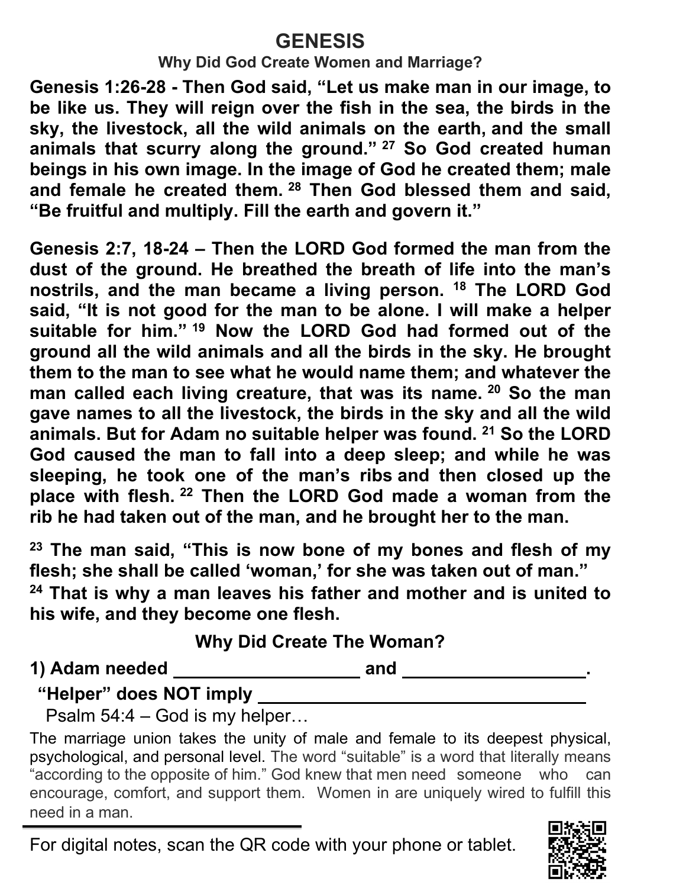# GENESIS

### Why Did God Create Women and Marriage?

**Genesis 1:26-28 - Then God said, "Let us make man in our image, to be like us. They will reign over the fish in the sea, the birds in the sky, the livestock, all the wild animals on the earth, and the small animals that scurry along the ground." [27] So God created human beings in his own image. In the image of God he created them; male and female he created them. [28] Then God blessed them and said, "Be fruitful and multiply. Fill the earth and govern it."**

**Genesis 2:7, 18-24 – Then the LORD God formed the man from the dust of the ground. He breathed the breath of life into the man's nostrils, and the man became a living person. [18] The LORD God said, "It is not good for the man to be alone. I will make a helper suitable for him." [19] Now the LORD God had formed out of the ground all the wild animals and all the birds in the sky. He brought them to the man to see what he would name them; and whatever the man called each living creature, that was its name. [20] So the man gave names to all the livestock, the birds in the sky and all the wild animals. But for Adam no suitable helper was found. [21] So the LORD God caused the man to fall into a deep sleep; and while he was sleeping, he took one of the man's ribs and then closed up the place with flesh. [22] Then the LORD God made a woman from the rib he had taken out of the man, and he brought her to the man.**

**[23] The man said, "This is now bone of my bones and flesh of my flesh; she shall be called 'woman,' for she was taken out of man." [24] That is why a man leaves his father and mother and is united to his wife, and they become one flesh.**

**Why Did Create The Woman?**

**1) Adam needed ____________________ and ____________________.**

**"Helper" does NOT imply ____________________________________**

Psalm 54:4 – God is my helper…

The marriage union takes the unity of male and female to its deepest physical, psychological, and personal level. The word "suitable" is a word that literally means "according to the opposite of him." God knew that men need someone who can encourage, comfort, and support them. Women in are uniquely wired to fulfill this need in a man.

For digital notes, scan the QR code with your phone or tablet.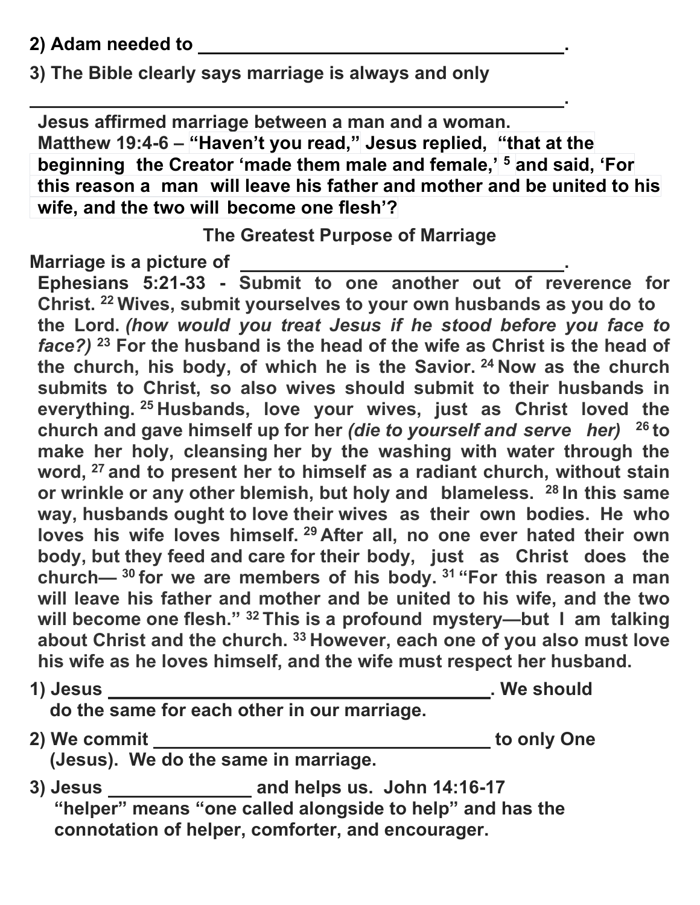**2) Adam needed to \_\_\_\_\_\_\_\_\_\_\_\_\_\_\_\_\_\_\_\_\_\_\_\_\_\_\_\_\_\_\_\_\_\_\_.**

**3) The Bible clearly says marriage is always and only \_\_\_\_\_\_\_\_\_\_\_\_\_\_\_\_\_\_\_\_\_\_\_\_\_\_\_\_\_\_\_\_\_\_\_\_\_\_\_\_\_\_\_\_\_\_\_\_\_\_\_\_.**

**Jesus affirmed marriage between a man and a woman.**
**Matthew 19:4-6 – "Haven't you read," Jesus replied, "that at the beginning the Creator 'made them male and female,' [5] and said, 'For this reason a man will leave his father and mother and be united to his wife, and the two will become one flesh'?**

## The Greatest Purpose of Marriage

**Marriage is a picture of \_\_\_\_\_\_\_\_\_\_\_\_\_\_\_\_\_\_\_\_\_\_\_\_\_\_\_\_\_\_\_\_.**

**Ephesians 5:21-33 - Submit to one another out of reverence for Christ. [22] Wives, submit yourselves to your own husbands as you do to the Lord. *(how would you treat Jesus if he stood before you face to face?)* [23] For the husband is the head of the wife as Christ is the head of the church, his body, of which he is the Savior. [24] Now as the church submits to Christ, so also wives should submit to their husbands in everything. [25] Husbands, love your wives, just as Christ loved the church and gave himself up for her *(die to yourself and serve her)* [26] to make her holy, cleansing her by the washing with water through the word, [27] and to present her to himself as a radiant church, without stain or wrinkle or any other blemish, but holy and blameless. [28] In this same way, husbands ought to love their wives as their own bodies. He who loves his wife loves himself. [29] After all, no one ever hated their own body, but they feed and care for their body, just as Christ does the church— [30] for we are members of his body. [31] "For this reason a man will leave his father and mother and be united to his wife, and the two will become one flesh." [32] This is a profound mystery—but I am talking about Christ and the church. [33] However, each one of you also must love his wife as he loves himself, and the wife must respect her husband.**

1) **Jesus \_\_\_\_\_\_\_\_\_\_\_\_\_\_\_\_\_\_\_\_\_\_\_\_\_\_\_\_\_\_\_\_\_\_\_\_\_\_. We should do the same for each other in our marriage.**
2) **We commit \_\_\_\_\_\_\_\_\_\_\_\_\_\_\_\_\_\_\_\_\_\_\_\_\_\_\_\_\_\_\_\_\_ to only One (Jesus). We do the same in marriage.**
3) **Jesus \_\_\_\_\_\_\_\_\_\_\_\_\_\_ and helps us. John 14:16-17**
   **"helper" means "one called alongside to help" and has the connotation of helper, comforter, and encourager.**